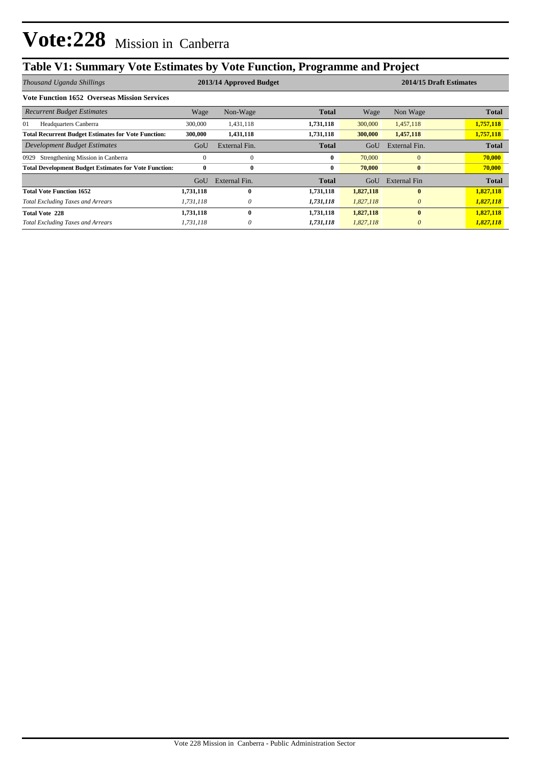# Vote:228 Mission in Canberra

## Table V1: Summary Vote Estimates by Vote Function, Programme and Project

| *Thousand Uganda Shillings* | 2013/14 Approved Budget | | | 2014/15 Draft Estimates | | |
|---|---|---|---|---|---|---|
| **Vote Function 1652 Overseas Mission Services** | | | | | | |
| *Recurrent Budget Estimates* | Wage | Non-Wage | **Total** | Wage | Non Wage | **Total** |
| 01 Headquarters Canberra | 300,000 | 1,431,118 | **1,731,118** | 300,000 | 1,457,118 | **1,757,118** |
| **Total Recurrent Budget Estimates for Vote Function:** | **300,000** | **1,431,118** | **1,731,118** | **300,000** | **1,457,118** | **1,757,118** |
| *Development Budget Estimates* | GoU | External Fin. | **Total** | GoU | External Fin. | **Total** |
| 0929 Strengthening Mission in Canberra | 0 | 0 | **0** | 70,000 | 0 | **70,000** |
| **Total Development Budget Estimates for Vote Function:** | **0** | **0** | **0** | **70,000** | **0** | **70,000** |
| | GoU | External Fin. | **Total** | GoU | External Fin | **Total** |
| **Total Vote Function 1652** | **1,731,118** | **0** | **1,731,118** | **1,827,118** | **0** | **1,827,118** |
| *Total Excluding Taxes and Arrears* | *1,731,118* | *0* | ***1,731,118*** | *1,827,118* | *0* | ***1,827,118*** |
| **Total Vote 228** | **1,731,118** | **0** | **1,731,118** | **1,827,118** | **0** | **1,827,118** |
| *Total Excluding Taxes and Arrears* | *1,731,118* | *0* | ***1,731,118*** | *1,827,118* | *0* | ***1,827,118*** |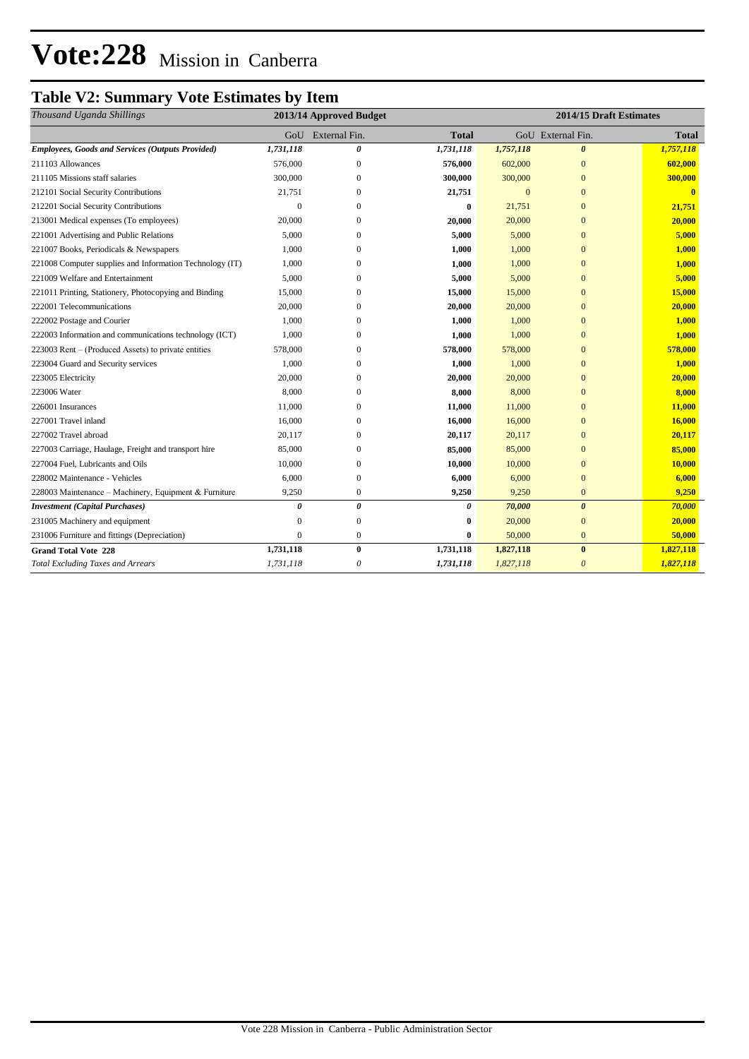# Vote:228 Mission in Canberra

## Table V2: Summary Vote Estimates by Item

| *Thousand Uganda Shillings* | 2013/14 Approved Budget | | | 2014/15 Draft Estimates | | |
|---|---|---|---|---|---|---|
| | GoU | External Fin. | Total | GoU | External Fin. | Total |
| ***Employees, Goods and Services (Outputs Provided)*** | ***1,731,118*** | ***0*** | ***1,731,118*** | ***1,757,118*** | ***0*** | ***1,757,118*** |
| 211103 Allowances | 576,000 | 0 | **576,000** | 602,000 | 0 | **602,000** |
| 211105 Missions staff salaries | 300,000 | 0 | **300,000** | 300,000 | 0 | **300,000** |
| 212101 Social Security Contributions | 21,751 | 0 | **21,751** | 0 | 0 | **0** |
| 212201 Social Security Contributions | 0 | 0 | **0** | 21,751 | 0 | **21,751** |
| 213001 Medical expenses (To employees) | 20,000 | 0 | **20,000** | 20,000 | 0 | **20,000** |
| 221001 Advertising and Public Relations | 5,000 | 0 | **5,000** | 5,000 | 0 | **5,000** |
| 221007 Books, Periodicals & Newspapers | 1,000 | 0 | **1,000** | 1,000 | 0 | **1,000** |
| 221008 Computer supplies and Information Technology (IT) | 1,000 | 0 | **1,000** | 1,000 | 0 | **1,000** |
| 221009 Welfare and Entertainment | 5,000 | 0 | **5,000** | 5,000 | 0 | **5,000** |
| 221011 Printing, Stationery, Photocopying and Binding | 15,000 | 0 | **15,000** | 15,000 | 0 | **15,000** |
| 222001 Telecommunications | 20,000 | 0 | **20,000** | 20,000 | 0 | **20,000** |
| 222002 Postage and Courier | 1,000 | 0 | **1,000** | 1,000 | 0 | **1,000** |
| 222003 Information and communications technology (ICT) | 1,000 | 0 | **1,000** | 1,000 | 0 | **1,000** |
| 223003 Rent – (Produced Assets) to private entities | 578,000 | 0 | **578,000** | 578,000 | 0 | **578,000** |
| 223004 Guard and Security services | 1,000 | 0 | **1,000** | 1,000 | 0 | **1,000** |
| 223005 Electricity | 20,000 | 0 | **20,000** | 20,000 | 0 | **20,000** |
| 223006 Water | 8,000 | 0 | **8,000** | 8,000 | 0 | **8,000** |
| 226001 Insurances | 11,000 | 0 | **11,000** | 11,000 | 0 | **11,000** |
| 227001 Travel inland | 16,000 | 0 | **16,000** | 16,000 | 0 | **16,000** |
| 227002 Travel abroad | 20,117 | 0 | **20,117** | 20,117 | 0 | **20,117** |
| 227003 Carriage, Haulage, Freight and transport hire | 85,000 | 0 | **85,000** | 85,000 | 0 | **85,000** |
| 227004 Fuel, Lubricants and Oils | 10,000 | 0 | **10,000** | 10,000 | 0 | **10,000** |
| 228002 Maintenance - Vehicles | 6,000 | 0 | **6,000** | 6,000 | 0 | **6,000** |
| 228003 Maintenance – Machinery, Equipment & Furniture | 9,250 | 0 | **9,250** | 9,250 | 0 | **9,250** |
| ***Investment (Capital Purchases)*** | ***0*** | ***0*** | ***0*** | ***70,000*** | ***0*** | ***70,000*** |
| 231005 Machinery and equipment | 0 | 0 | **0** | 20,000 | 0 | **20,000** |
| 231006 Furniture and fittings (Depreciation) | 0 | 0 | **0** | 50,000 | 0 | **50,000** |
| **Grand Total Vote 228** | **1,731,118** | **0** | **1,731,118** | **1,827,118** | **0** | **1,827,118** |
| *Total Excluding Taxes and Arrears* | *1,731,118* | *0* | *1,731,118* | *1,827,118* | *0* | *1,827,118* |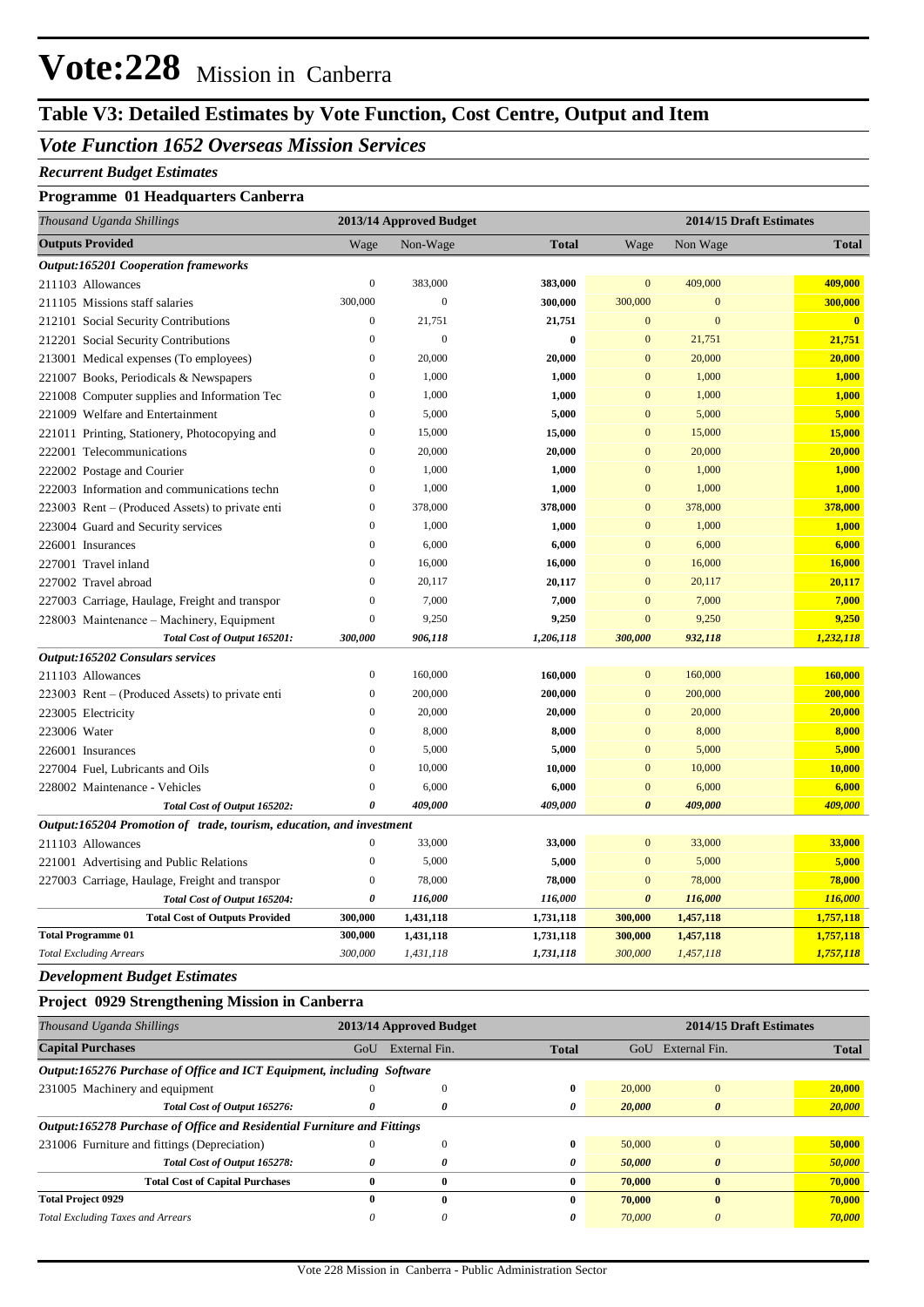# Vote:228 Mission in Canberra

## Table V3: Detailed Estimates by Vote Function, Cost Centre, Output and Item

### *Vote Function 1652 Overseas Mission Services*

***Recurrent Budget Estimates***

**Programme 01 Headquarters Canberra**

| *Thousand Uganda Shillings* | 2013/14 Approved Budget | | | 2014/15 Draft Estimates | | |
|---|---|---|---|---|---|---|
| **Outputs Provided** | Wage | Non-Wage | **Total** | Wage | Non Wage | **Total** |
| ***Output:165201 Cooperation frameworks*** | | | | | | |
| 211103 Allowances | 0 | 383,000 | **383,000** | 0 | 409,000 | **409,000** |
| 211105 Missions staff salaries | 300,000 | 0 | **300,000** | 300,000 | 0 | **300,000** |
| 212101 Social Security Contributions | 0 | 21,751 | **21,751** | 0 | 0 | **0** |
| 212201 Social Security Contributions | 0 | 0 | **0** | 0 | 21,751 | **21,751** |
| 213001 Medical expenses (To employees) | 0 | 20,000 | **20,000** | 0 | 20,000 | **20,000** |
| 221007 Books, Periodicals & Newspapers | 0 | 1,000 | **1,000** | 0 | 1,000 | **1,000** |
| 221008 Computer supplies and Information Tec | 0 | 1,000 | **1,000** | 0 | 1,000 | **1,000** |
| 221009 Welfare and Entertainment | 0 | 5,000 | **5,000** | 0 | 5,000 | **5,000** |
| 221011 Printing, Stationery, Photocopying and | 0 | 15,000 | **15,000** | 0 | 15,000 | **15,000** |
| 222001 Telecommunications | 0 | 20,000 | **20,000** | 0 | 20,000 | **20,000** |
| 222002 Postage and Courier | 0 | 1,000 | **1,000** | 0 | 1,000 | **1,000** |
| 222003 Information and communications techn | 0 | 1,000 | **1,000** | 0 | 1,000 | **1,000** |
| 223003 Rent – (Produced Assets) to private enti | 0 | 378,000 | **378,000** | 0 | 378,000 | **378,000** |
| 223004 Guard and Security services | 0 | 1,000 | **1,000** | 0 | 1,000 | **1,000** |
| 226001 Insurances | 0 | 6,000 | **6,000** | 0 | 6,000 | **6,000** |
| 227001 Travel inland | 0 | 16,000 | **16,000** | 0 | 16,000 | **16,000** |
| 227002 Travel abroad | 0 | 20,117 | **20,117** | 0 | 20,117 | **20,117** |
| 227003 Carriage, Haulage, Freight and transpor | 0 | 7,000 | **7,000** | 0 | 7,000 | **7,000** |
| 228003 Maintenance – Machinery, Equipment | 0 | 9,250 | **9,250** | 0 | 9,250 | **9,250** |
| ***Total Cost of Output 165201:*** | ***300,000*** | ***906,118*** | ***1,206,118*** | ***300,000*** | ***932,118*** | ***1,232,118*** |
| ***Output:165202 Consulars services*** | | | | | | |
| 211103 Allowances | 0 | 160,000 | **160,000** | 0 | 160,000 | **160,000** |
| 223003 Rent – (Produced Assets) to private enti | 0 | 200,000 | **200,000** | 0 | 200,000 | **200,000** |
| 223005 Electricity | 0 | 20,000 | **20,000** | 0 | 20,000 | **20,000** |
| 223006 Water | 0 | 8,000 | **8,000** | 0 | 8,000 | **8,000** |
| 226001 Insurances | 0 | 5,000 | **5,000** | 0 | 5,000 | **5,000** |
| 227004 Fuel, Lubricants and Oils | 0 | 10,000 | **10,000** | 0 | 10,000 | **10,000** |
| 228002 Maintenance - Vehicles | 0 | 6,000 | **6,000** | 0 | 6,000 | **6,000** |
| ***Total Cost of Output 165202:*** | ***0*** | ***409,000*** | ***409,000*** | ***0*** | ***409,000*** | ***409,000*** |
| ***Output:165204 Promotion of trade, tourism, education, and investment*** | | | | | | |
| 211103 Allowances | 0 | 33,000 | **33,000** | 0 | 33,000 | **33,000** |
| 221001 Advertising and Public Relations | 0 | 5,000 | **5,000** | 0 | 5,000 | **5,000** |
| 227003 Carriage, Haulage, Freight and transpor | 0 | 78,000 | **78,000** | 0 | 78,000 | **78,000** |
| ***Total Cost of Output 165204:*** | ***0*** | ***116,000*** | ***116,000*** | ***0*** | ***116,000*** | ***116,000*** |
| **Total Cost of Outputs Provided** | **300,000** | **1,431,118** | **1,731,118** | **300,000** | **1,457,118** | **1,757,118** |
| **Total Programme 01** | **300,000** | **1,431,118** | **1,731,118** | **300,000** | **1,457,118** | **1,757,118** |
| *Total Excluding Arrears* | *300,000* | *1,431,118* | *1,731,118* | *300,000* | *1,457,118* | *1,757,118* |

***Development Budget Estimates***

**Project 0929 Strengthening Mission in Canberra**

| *Thousand Uganda Shillings* | 2013/14 Approved Budget | | | 2014/15 Draft Estimates | | |
|---|---|---|---|---|---|---|
| **Capital Purchases** | GoU | External Fin. | **Total** | GoU | External Fin. | **Total** |
| ***Output:165276 Purchase of Office and ICT Equipment, including Software*** | | | | | | |
| 231005 Machinery and equipment | 0 | 0 | **0** | 20,000 | 0 | **20,000** |
| ***Total Cost of Output 165276:*** | ***0*** | ***0*** | ***0*** | ***20,000*** | ***0*** | ***20,000*** |
| ***Output:165278 Purchase of Office and Residential Furniture and Fittings*** | | | | | | |
| 231006 Furniture and fittings (Depreciation) | 0 | 0 | **0** | 50,000 | 0 | **50,000** |
| ***Total Cost of Output 165278:*** | ***0*** | ***0*** | ***0*** | ***50,000*** | ***0*** | ***50,000*** |
| **Total Cost of Capital Purchases** | **0** | **0** | **0** | **70,000** | **0** | **70,000** |
| **Total Project 0929** | **0** | **0** | **0** | **70,000** | **0** | **70,000** |
| *Total Excluding Taxes and Arrears* | *0* | *0* | *0* | *70,000* | *0* | *70,000* |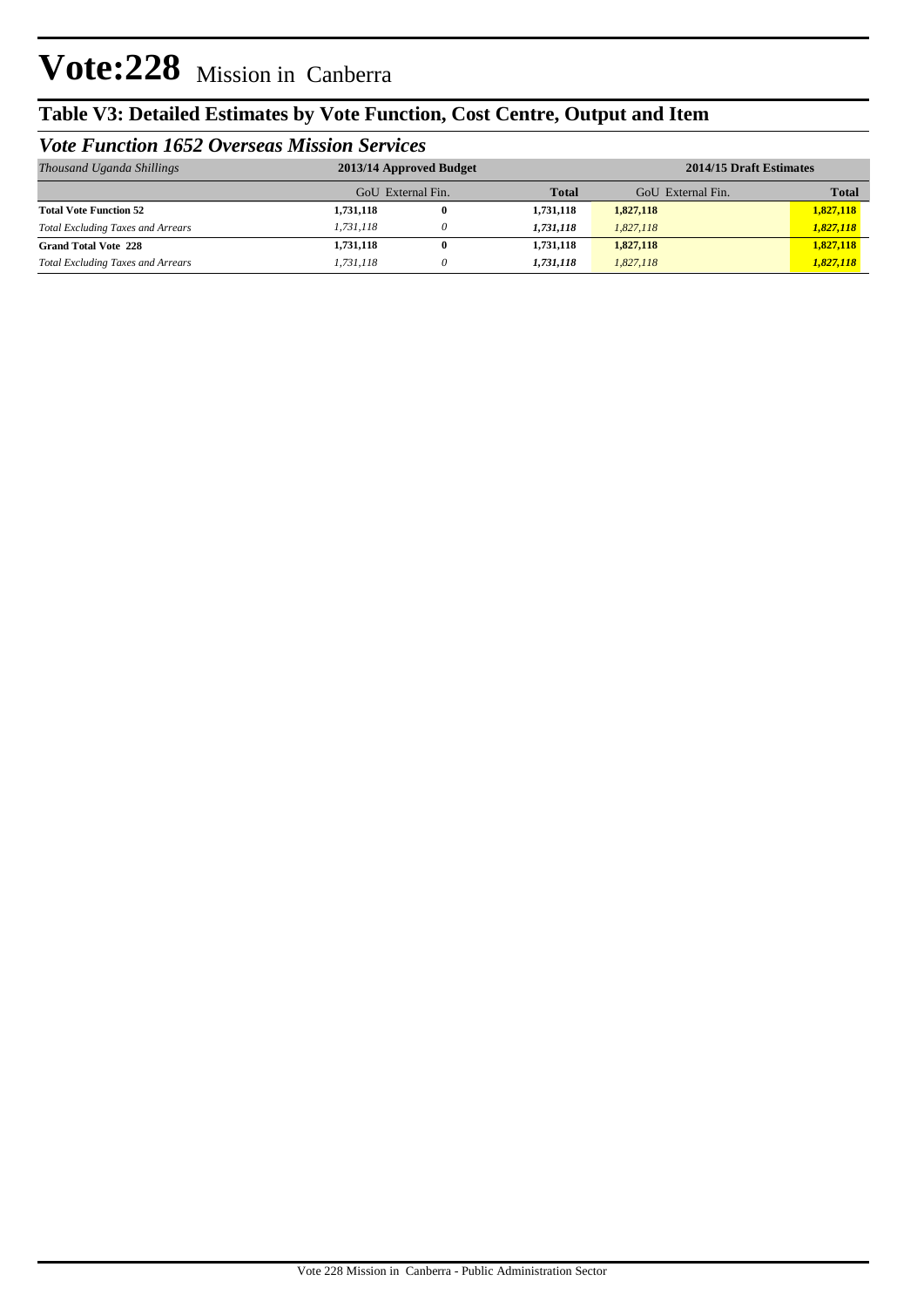# Vote:228 Mission in Canberra

## Table V3: Detailed Estimates by Vote Function, Cost Centre, Output and Item

### *Vote Function 1652 Overseas Mission Services*

| *Thousand Uganda Shillings* | 2013/14 Approved Budget | | | 2014/15 Draft Estimates | | |
|---|---|---|---|---|---|---|
| | GoU | External Fin. | **Total** | GoU | External Fin. | **Total** |
| **Total Vote Function 52** | **1,731,118** | **0** | **1,731,118** | **1,827,118** | | **1,827,118** |
| *Total Excluding Taxes and Arrears* | *1,731,118* | *0* | ***1,731,118*** | *1,827,118* | | ***1,827,118*** |
| **Grand Total Vote 228** | **1,731,118** | **0** | **1,731,118** | **1,827,118** | | **1,827,118** |
| *Total Excluding Taxes and Arrears* | *1,731,118* | *0* | ***1,731,118*** | *1,827,118* | | ***1,827,118*** |